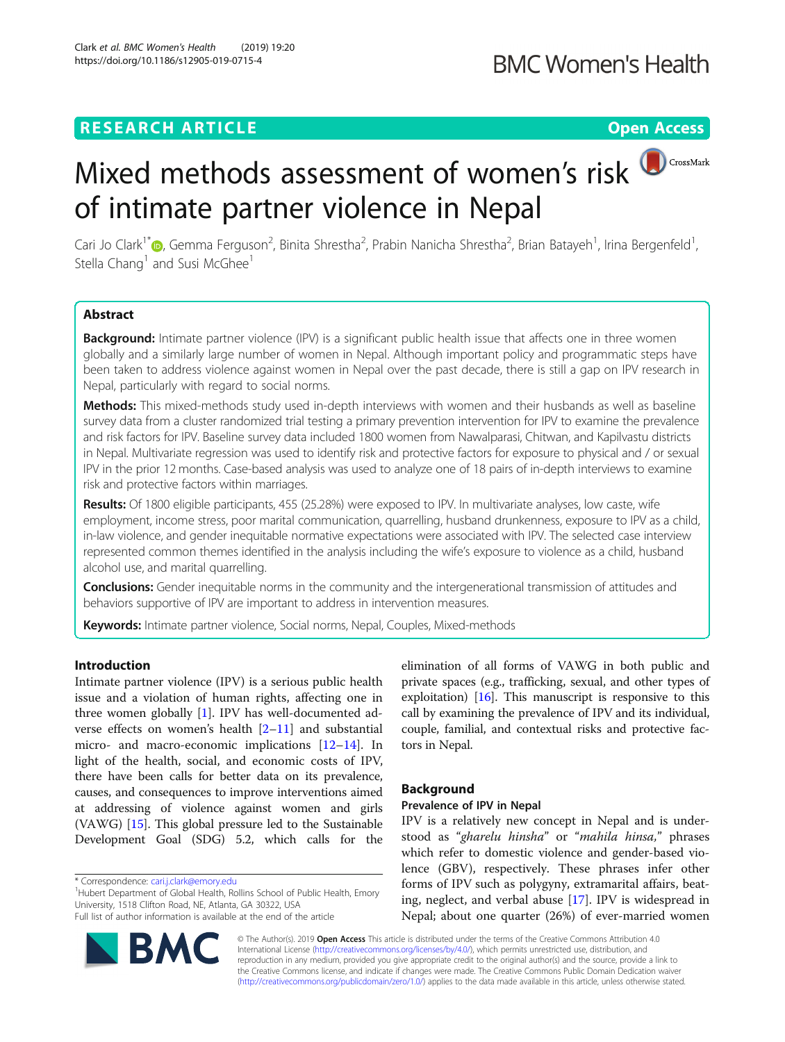RESEARCH ARTICLE

Open Access

# Mixed methods assessment of women's risk of intimate partner violence in Nepal

Cari Jo Clark[1*], Gemma Ferguson[2], Binita Shrestha[2], Prabin Nanicha Shrestha[2], Brian Batayeh[1], Irina Bergenfeld[1], Stella Chang[1] and Susi McGhee[1]

## Abstract

**Background:** Intimate partner violence (IPV) is a significant public health issue that affects one in three women globally and a similarly large number of women in Nepal. Although important policy and programmatic steps have been taken to address violence against women in Nepal over the past decade, there is still a gap on IPV research in Nepal, particularly with regard to social norms.

**Methods:** This mixed-methods study used in-depth interviews with women and their husbands as well as baseline survey data from a cluster randomized trial testing a primary prevention intervention for IPV to examine the prevalence and risk factors for IPV. Baseline survey data included 1800 women from Nawalparasi, Chitwan, and Kapilvastu districts in Nepal. Multivariate regression was used to identify risk and protective factors for exposure to physical and / or sexual IPV in the prior 12 months. Case-based analysis was used to analyze one of 18 pairs of in-depth interviews to examine risk and protective factors within marriages.

**Results:** Of 1800 eligible participants, 455 (25.28%) were exposed to IPV. In multivariate analyses, low caste, wife employment, income stress, poor marital communication, quarrelling, husband drunkenness, exposure to IPV as a child, in-law violence, and gender inequitable normative expectations were associated with IPV. The selected case interview represented common themes identified in the analysis including the wife's exposure to violence as a child, husband alcohol use, and marital quarrelling.

**Conclusions:** Gender inequitable norms in the community and the intergenerational transmission of attitudes and behaviors supportive of IPV are important to address in intervention measures.

**Keywords:** Intimate partner violence, Social norms, Nepal, Couples, Mixed-methods

## Introduction

Intimate partner violence (IPV) is a serious public health issue and a violation of human rights, affecting one in three women globally [1]. IPV has well-documented adverse effects on women's health [2–11] and substantial micro- and macro-economic implications [12–14]. In light of the health, social, and economic costs of IPV, there have been calls for better data on its prevalence, causes, and consequences to improve interventions aimed at addressing of violence against women and girls (VAWG) [15]. This global pressure led to the Sustainable Development Goal (SDG) 5.2, which calls for the elimination of all forms of VAWG in both public and private spaces (e.g., trafficking, sexual, and other types of exploitation) [16]. This manuscript is responsive to this call by examining the prevalence of IPV and its individual, couple, familial, and contextual risks and protective factors in Nepal.

## Background

### Prevalence of IPV in Nepal

IPV is a relatively new concept in Nepal and is understood as "*gharelu hinsha*" or "*mahila hinsa,*" phrases which refer to domestic violence and gender-based violence (GBV), respectively. These phrases infer other forms of IPV such as polygyny, extramarital affairs, beating, neglect, and verbal abuse [17]. IPV is widespread in Nepal; about one quarter (26%) of ever-married women

* Correspondence: cari.j.clark@emory.edu
[1]Hubert Department of Global Health, Rollins School of Public Health, Emory University, 1518 Clifton Road, NE, Atlanta, GA 30322, USA
Full list of author information is available at the end of the article

© The Author(s). 2019 **Open Access** This article is distributed under the terms of the Creative Commons Attribution 4.0 International License (http://creativecommons.org/licenses/by/4.0/), which permits unrestricted use, distribution, and reproduction in any medium, provided you give appropriate credit to the original author(s) and the source, provide a link to the Creative Commons license, and indicate if changes were made. The Creative Commons Public Domain Dedication waiver (http://creativecommons.org/publicdomain/zero/1.0/) applies to the data made available in this article, unless otherwise stated.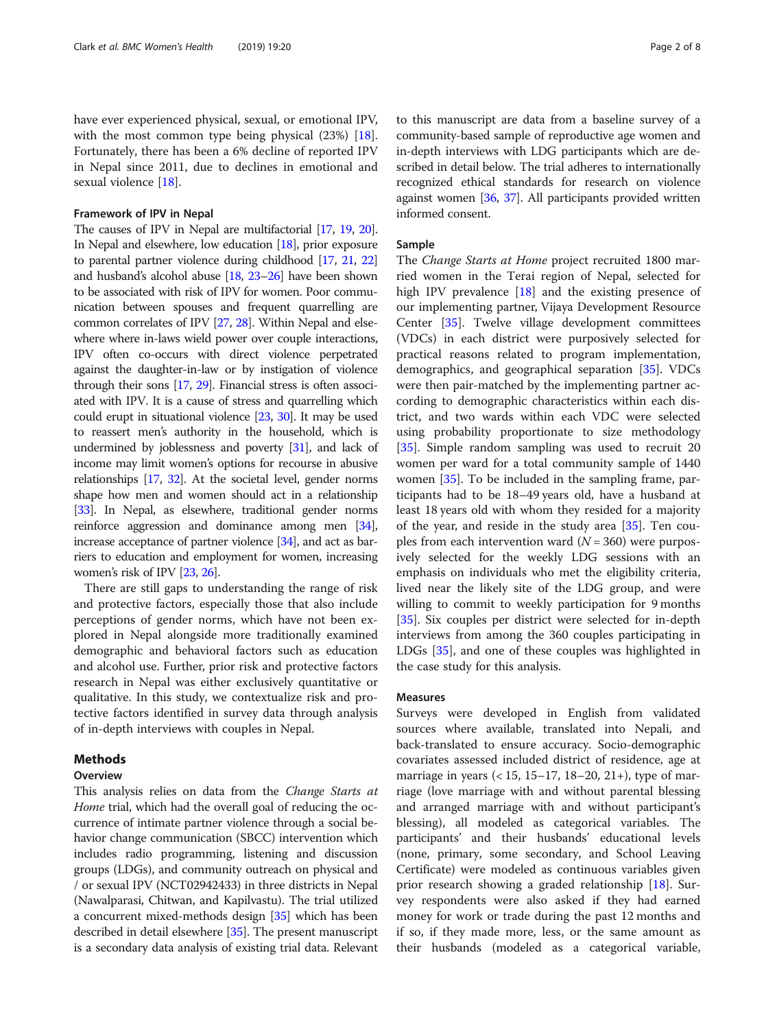have ever experienced physical, sexual, or emotional IPV, with the most common type being physical (23%) [18]. Fortunately, there has been a 6% decline of reported IPV in Nepal since 2011, due to declines in emotional and sexual violence [18].

### Framework of IPV in Nepal

The causes of IPV in Nepal are multifactorial [17, 19, 20]. In Nepal and elsewhere, low education [18], prior exposure to parental partner violence during childhood [17, 21, 22] and husband's alcohol abuse [18, 23–26] have been shown to be associated with risk of IPV for women. Poor communication between spouses and frequent quarrelling are common correlates of IPV [27, 28]. Within Nepal and elsewhere where in-laws wield power over couple interactions, IPV often co-occurs with direct violence perpetrated against the daughter-in-law or by instigation of violence through their sons [17, 29]. Financial stress is often associated with IPV. It is a cause of stress and quarrelling which could erupt in situational violence [23, 30]. It may be used to reassert men's authority in the household, which is undermined by joblessness and poverty [31], and lack of income may limit women's options for escape in abusive relationships [17, 32]. At the societal level, gender norms shape how men and women should act in a relationship [33]. In Nepal, as elsewhere, traditional gender norms reinforce aggression and dominance among men [34], increase acceptance of partner violence [34], and act as barriers to education and employment for women, increasing women's risk of IPV [23, 26].

There are still gaps to understanding the range of risk and protective factors, especially those that also include perceptions of gender norms, which have not been explored in Nepal alongside more traditionally examined demographic and behavioral factors such as education and alcohol use. Further, prior risk and protective factors research in Nepal was either exclusively quantitative or qualitative. In this study, we contextualize risk and protective factors identified in survey data through analysis of in-depth interviews with couples in Nepal.

## Methods

### Overview

This analysis relies on data from the *Change Starts at Home* trial, which had the overall goal of reducing the occurrence of intimate partner violence through a social behavior change communication (SBCC) intervention which includes radio programming, listening and discussion groups (LDGs), and community outreach on physical and / or sexual IPV (NCT02942433) in three districts in Nepal (Nawalparasi, Chitwan, and Kapilvastu). The trial utilized a concurrent mixed-methods design [35] which has been described in detail elsewhere [35]. The present manuscript is a secondary data analysis of existing trial data. Relevant to this manuscript are data from a baseline survey of a community-based sample of reproductive age women and in-depth interviews with LDG participants which are described in detail below. The trial adheres to internationally recognized ethical standards for research on violence against women [36, 37]. All participants provided written informed consent.

### Sample

The *Change Starts at Home* project recruited 1800 married women in the Terai region of Nepal, selected for high IPV prevalence [18] and the existing presence of our implementing partner, Vijaya Development Resource Center [35]. Twelve village development committees (VDCs) in each district were purposively selected for practical reasons related to program implementation, demographics, and geographical separation [35]. VDCs were then pair-matched by the implementing partner according to demographic characteristics within each district, and two wards within each VDC were selected using probability proportionate to size methodology [35]. Simple random sampling was used to recruit 20 women per ward for a total community sample of 1440 women [35]. To be included in the sampling frame, participants had to be 18–49 years old, have a husband at least 18 years old with whom they resided for a majority of the year, and reside in the study area [35]. Ten couples from each intervention ward ($N = 360$) were purposively selected for the weekly LDG sessions with an emphasis on individuals who met the eligibility criteria, lived near the likely site of the LDG group, and were willing to commit to weekly participation for 9 months [35]. Six couples per district were selected for in-depth interviews from among the 360 couples participating in LDGs [35], and one of these couples was highlighted in the case study for this analysis.

### Measures

Surveys were developed in English from validated sources where available, translated into Nepali, and back-translated to ensure accuracy. Socio-demographic covariates assessed included district of residence, age at marriage in years (< 15, 15–17, 18–20, 21+), type of marriage (love marriage with and without parental blessing and arranged marriage with and without participant's blessing), all modeled as categorical variables. The participants' and their husbands' educational levels (none, primary, some secondary, and School Leaving Certificate) were modeled as continuous variables given prior research showing a graded relationship [18]. Survey respondents were also asked if they had earned money for work or trade during the past 12 months and if so, if they made more, less, or the same amount as their husbands (modeled as a categorical variable,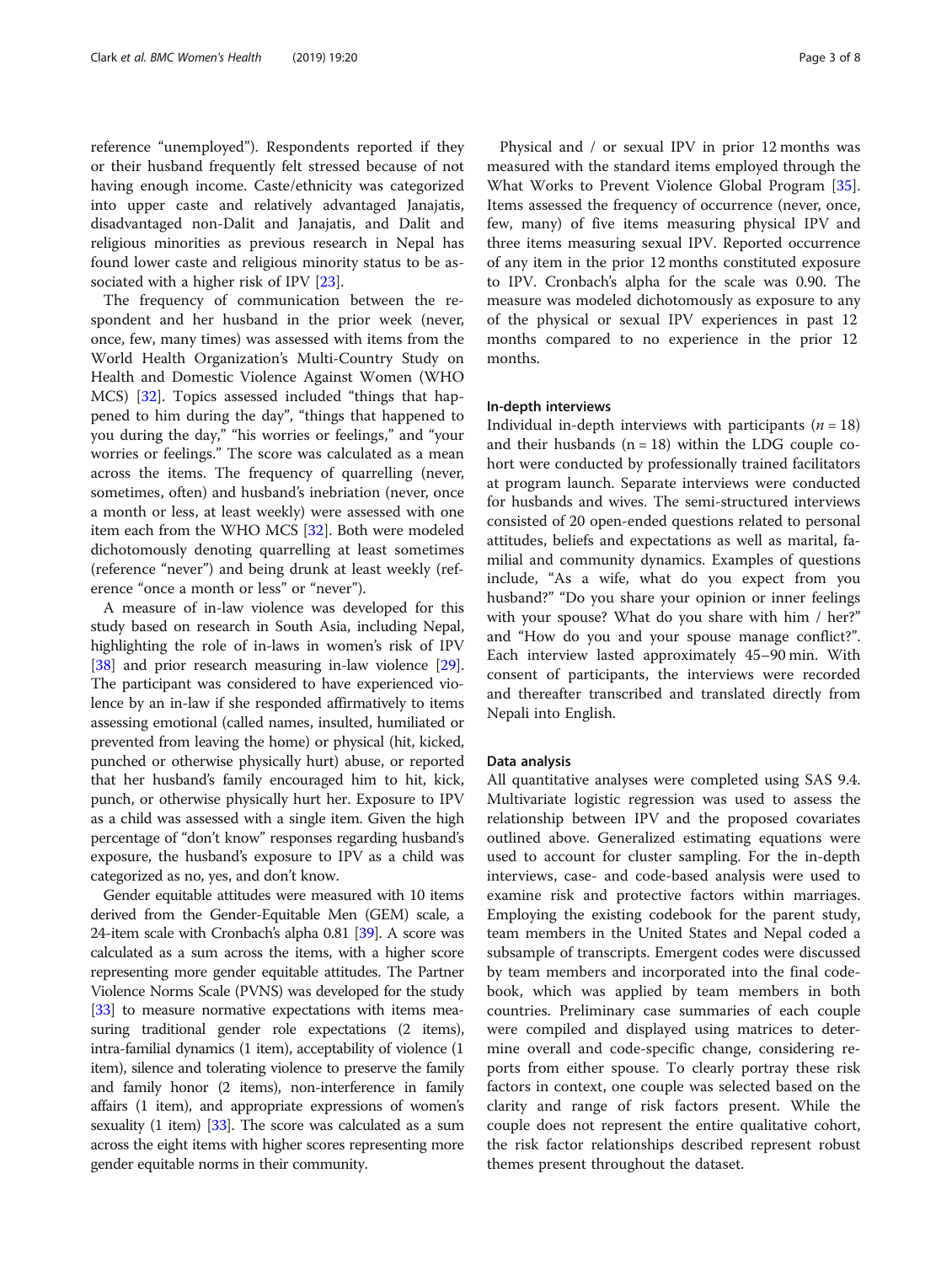reference "unemployed"). Respondents reported if they or their husband frequently felt stressed because of not having enough income. Caste/ethnicity was categorized into upper caste and relatively advantaged Janajatis, disadvantaged non-Dalit and Janajatis, and Dalit and religious minorities as previous research in Nepal has found lower caste and religious minority status to be associated with a higher risk of IPV [23].

The frequency of communication between the respondent and her husband in the prior week (never, once, few, many times) was assessed with items from the World Health Organization's Multi-Country Study on Health and Domestic Violence Against Women (WHO MCS) [32]. Topics assessed included "things that happened to him during the day", "things that happened to you during the day," "his worries or feelings," and "your worries or feelings." The score was calculated as a mean across the items. The frequency of quarrelling (never, sometimes, often) and husband's inebriation (never, once a month or less, at least weekly) were assessed with one item each from the WHO MCS [32]. Both were modeled dichotomously denoting quarrelling at least sometimes (reference "never") and being drunk at least weekly (reference "once a month or less" or "never").

A measure of in-law violence was developed for this study based on research in South Asia, including Nepal, highlighting the role of in-laws in women's risk of IPV [38] and prior research measuring in-law violence [29]. The participant was considered to have experienced violence by an in-law if she responded affirmatively to items assessing emotional (called names, insulted, humiliated or prevented from leaving the home) or physical (hit, kicked, punched or otherwise physically hurt) abuse, or reported that her husband's family encouraged him to hit, kick, punch, or otherwise physically hurt her. Exposure to IPV as a child was assessed with a single item. Given the high percentage of "don't know" responses regarding husband's exposure, the husband's exposure to IPV as a child was categorized as no, yes, and don't know.

Gender equitable attitudes were measured with 10 items derived from the Gender-Equitable Men (GEM) scale, a 24-item scale with Cronbach's alpha 0.81 [39]. A score was calculated as a sum across the items, with a higher score representing more gender equitable attitudes. The Partner Violence Norms Scale (PVNS) was developed for the study [33] to measure normative expectations with items measuring traditional gender role expectations (2 items), intra-familial dynamics (1 item), acceptability of violence (1 item), silence and tolerating violence to preserve the family and family honor (2 items), non-interference in family affairs (1 item), and appropriate expressions of women's sexuality (1 item) [33]. The score was calculated as a sum across the eight items with higher scores representing more gender equitable norms in their community.

Physical and / or sexual IPV in prior 12 months was measured with the standard items employed through the What Works to Prevent Violence Global Program [35]. Items assessed the frequency of occurrence (never, once, few, many) of five items measuring physical IPV and three items measuring sexual IPV. Reported occurrence of any item in the prior 12 months constituted exposure to IPV. Cronbach's alpha for the scale was 0.90. The measure was modeled dichotomously as exposure to any of the physical or sexual IPV experiences in past 12 months compared to no experience in the prior 12 months.

### In-depth interviews

Individual in-depth interviews with participants ($n = 18$) and their husbands ($n = 18$) within the LDG couple cohort were conducted by professionally trained facilitators at program launch. Separate interviews were conducted for husbands and wives. The semi-structured interviews consisted of 20 open-ended questions related to personal attitudes, beliefs and expectations as well as marital, familial and community dynamics. Examples of questions include, "As a wife, what do you expect from you husband?" "Do you share your opinion or inner feelings with your spouse? What do you share with him / her?" and "How do you and your spouse manage conflict?". Each interview lasted approximately 45–90 min. With consent of participants, the interviews were recorded and thereafter transcribed and translated directly from Nepali into English.

### Data analysis

All quantitative analyses were completed using SAS 9.4. Multivariate logistic regression was used to assess the relationship between IPV and the proposed covariates outlined above. Generalized estimating equations were used to account for cluster sampling. For the in-depth interviews, case- and code-based analysis were used to examine risk and protective factors within marriages. Employing the existing codebook for the parent study, team members in the United States and Nepal coded a subsample of transcripts. Emergent codes were discussed by team members and incorporated into the final codebook, which was applied by team members in both countries. Preliminary case summaries of each couple were compiled and displayed using matrices to determine overall and code-specific change, considering reports from either spouse. To clearly portray these risk factors in context, one couple was selected based on the clarity and range of risk factors present. While the couple does not represent the entire qualitative cohort, the risk factor relationships described represent robust themes present throughout the dataset.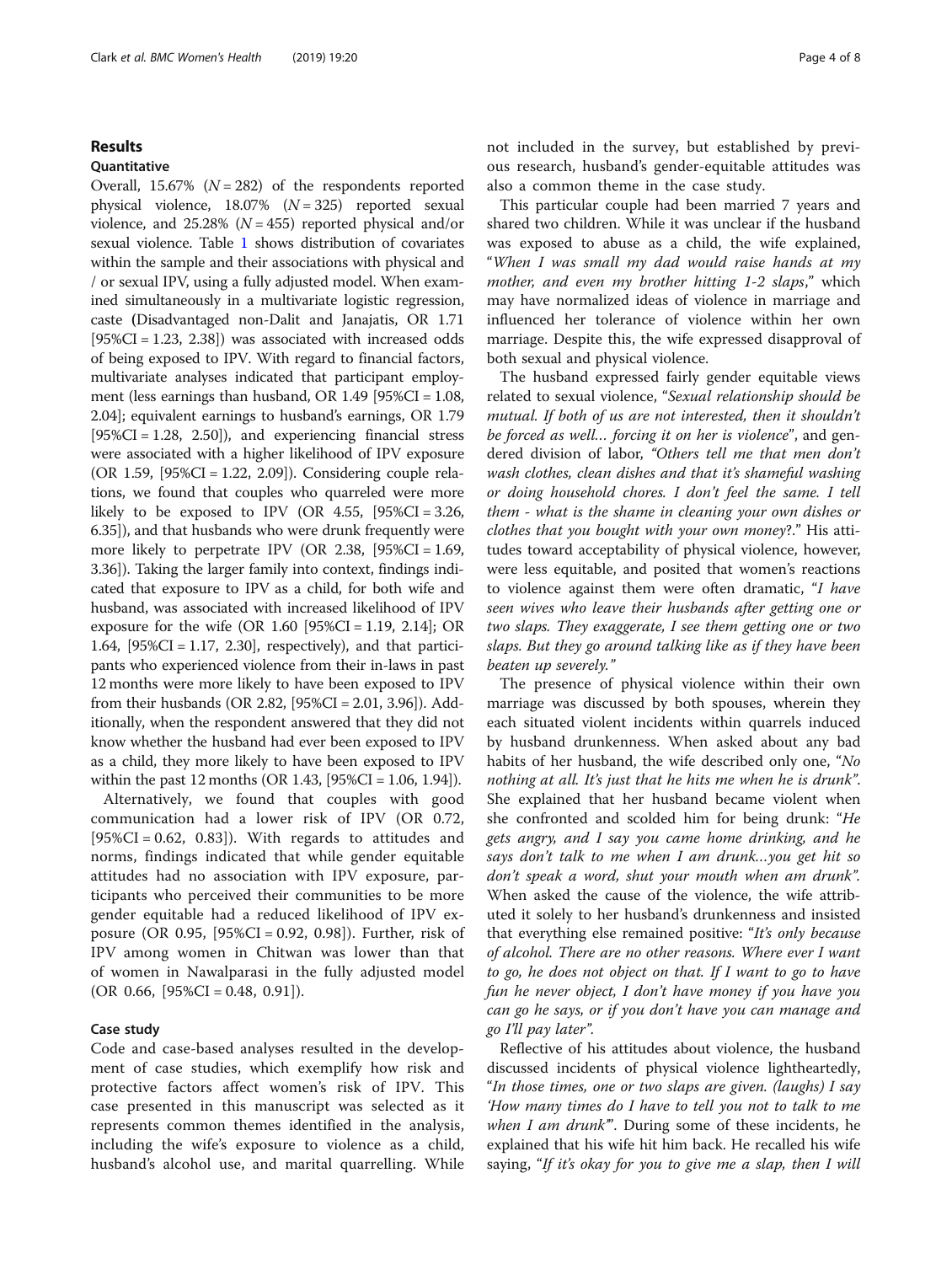## Results

### Quantitative

Overall, 15.67% ($N = 282$) of the respondents reported physical violence, 18.07% ($N = 325$) reported sexual violence, and 25.28% ($N = 455$) reported physical and/or sexual violence. Table 1 shows distribution of covariates within the sample and their associations with physical and / or sexual IPV, using a fully adjusted model. When examined simultaneously in a multivariate logistic regression, caste (Disadvantaged non-Dalit and Janajatis, OR 1.71 [95%CI = 1.23, 2.38]) was associated with increased odds of being exposed to IPV. With regard to financial factors, multivariate analyses indicated that participant employment (less earnings than husband, OR 1.49 [95%CI = 1.08, 2.04]; equivalent earnings to husband's earnings, OR 1.79 [95%CI = 1.28, 2.50]), and experiencing financial stress were associated with a higher likelihood of IPV exposure (OR 1.59, [95%CI = 1.22, 2.09]). Considering couple relations, we found that couples who quarreled were more likely to be exposed to IPV (OR 4.55, [95%CI = 3.26, 6.35]), and that husbands who were drunk frequently were more likely to perpetrate IPV (OR 2.38, [95%CI = 1.69, 3.36]). Taking the larger family into context, findings indicated that exposure to IPV as a child, for both wife and husband, was associated with increased likelihood of IPV exposure for the wife (OR 1.60 [95%CI = 1.19, 2.14]; OR 1.64, [95%CI = 1.17, 2.30], respectively), and that participants who experienced violence from their in-laws in past 12 months were more likely to have been exposed to IPV from their husbands (OR 2.82, [95%CI = 2.01, 3.96]). Additionally, when the respondent answered that they did not know whether the husband had ever been exposed to IPV as a child, they more likely to have been exposed to IPV within the past 12 months (OR 1.43, [95%CI = 1.06, 1.94]).

Alternatively, we found that couples with good communication had a lower risk of IPV (OR 0.72, [95%CI = 0.62, 0.83]). With regards to attitudes and norms, findings indicated that while gender equitable attitudes had no association with IPV exposure, participants who perceived their communities to be more gender equitable had a reduced likelihood of IPV exposure (OR 0.95, [95%CI = 0.92, 0.98]). Further, risk of IPV among women in Chitwan was lower than that of women in Nawalparasi in the fully adjusted model (OR 0.66, [95%CI = 0.48, 0.91]).

### Case study

Code and case-based analyses resulted in the development of case studies, which exemplify how risk and protective factors affect women's risk of IPV. This case presented in this manuscript was selected as it represents common themes identified in the analysis, including the wife's exposure to violence as a child, husband's alcohol use, and marital quarrelling. While not included in the survey, but established by previous research, husband's gender-equitable attitudes was also a common theme in the case study.

This particular couple had been married 7 years and shared two children. While it was unclear if the husband was exposed to abuse as a child, the wife explained, "*When I was small my dad would raise hands at my mother, and even my brother hitting 1-2 slaps*," which may have normalized ideas of violence in marriage and influenced her tolerance of violence within her own marriage. Despite this, the wife expressed disapproval of both sexual and physical violence.

The husband expressed fairly gender equitable views related to sexual violence, "*Sexual relationship should be mutual. If both of us are not interested, then it shouldn't be forced as well… forcing it on her is violence*", and gendered division of labor, *"Others tell me that men don't wash clothes, clean dishes and that it's shameful washing or doing household chores. I don't feel the same. I tell them - what is the shame in cleaning your own dishes or clothes that you bought with your own money*?." His attitudes toward acceptability of physical violence, however, were less equitable, and posited that women's reactions to violence against them were often dramatic, "*I have seen wives who leave their husbands after getting one or two slaps. They exaggerate, I see them getting one or two slaps. But they go around talking like as if they have been beaten up severely.*"

The presence of physical violence within their own marriage was discussed by both spouses, wherein they each situated violent incidents within quarrels induced by husband drunkenness. When asked about any bad habits of her husband, the wife described only one, "*No nothing at all. It's just that he hits me when he is drunk*". She explained that her husband became violent when she confronted and scolded him for being drunk: "*He gets angry, and I say you came home drinking, and he says don't talk to me when I am drunk…you get hit so don't speak a word, shut your mouth when am drunk*". When asked the cause of the violence, the wife attributed it solely to her husband's drunkenness and insisted that everything else remained positive: "*It's only because of alcohol. There are no other reasons. Where ever I want to go, he does not object on that. If I want to go to have fun he never object, I don't have money if you have you can go he says, or if you don't have you can manage and go I'll pay later*".

Reflective of his attitudes about violence, the husband discussed incidents of physical violence lightheartedly, "*In those times, one or two slaps are given. (laughs) I say 'How many times do I have to tell you not to talk to me when I am drunk'*". During some of these incidents, he explained that his wife hit him back. He recalled his wife saying, "*If it's okay for you to give me a slap, then I will*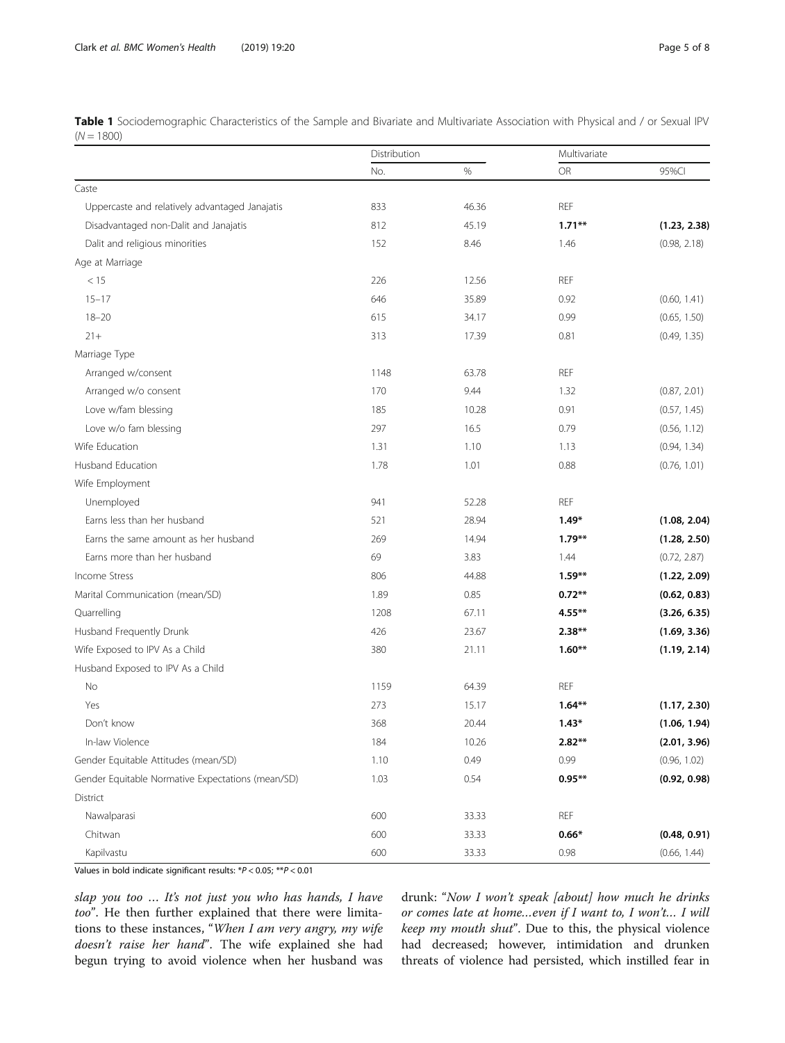**Table 1** Sociodemographic Characteristics of the Sample and Bivariate and Multivariate Association with Physical and / or Sexual IPV ($N = 1800$)

| | Distribution | | Multivariate | |
|---|---|---|---|---|
| | No. | % | OR | 95%CI |
| Caste | | | | |
| Uppercaste and relatively advantaged Janajatis | 833 | 46.36 | REF | |
| Disadvantaged non-Dalit and Janajatis | 812 | 45.19 | **1.71**** | **(1.23, 2.38)** |
| Dalit and religious minorities | 152 | 8.46 | 1.46 | (0.98, 2.18) |
| Age at Marriage | | | | |
| < 15 | 226 | 12.56 | REF | |
| 15–17 | 646 | 35.89 | 0.92 | (0.60, 1.41) |
| 18–20 | 615 | 34.17 | 0.99 | (0.65, 1.50) |
| 21+ | 313 | 17.39 | 0.81 | (0.49, 1.35) |
| Marriage Type | | | | |
| Arranged w/consent | 1148 | 63.78 | REF | |
| Arranged w/o consent | 170 | 9.44 | 1.32 | (0.87, 2.01) |
| Love w/fam blessing | 185 | 10.28 | 0.91 | (0.57, 1.45) |
| Love w/o fam blessing | 297 | 16.5 | 0.79 | (0.56, 1.12) |
| Wife Education | 1.31 | 1.10 | 1.13 | (0.94, 1.34) |
| Husband Education | 1.78 | 1.01 | 0.88 | (0.76, 1.01) |
| Wife Employment | | | | |
| Unemployed | 941 | 52.28 | REF | |
| Earns less than her husband | 521 | 28.94 | **1.49*** | **(1.08, 2.04)** |
| Earns the same amount as her husband | 269 | 14.94 | **1.79**** | **(1.28, 2.50)** |
| Earns more than her husband | 69 | 3.83 | 1.44 | (0.72, 2.87) |
| Income Stress | 806 | 44.88 | **1.59**** | **(1.22, 2.09)** |
| Marital Communication (mean/SD) | 1.89 | 0.85 | **0.72**** | **(0.62, 0.83)** |
| Quarrelling | 1208 | 67.11 | **4.55**** | **(3.26, 6.35)** |
| Husband Frequently Drunk | 426 | 23.67 | **2.38**** | **(1.69, 3.36)** |
| Wife Exposed to IPV As a Child | 380 | 21.11 | **1.60**** | **(1.19, 2.14)** |
| Husband Exposed to IPV As a Child | | | | |
| No | 1159 | 64.39 | REF | |
| Yes | 273 | 15.17 | **1.64**** | **(1.17, 2.30)** |
| Don't know | 368 | 20.44 | **1.43*** | **(1.06, 1.94)** |
| In-law Violence | 184 | 10.26 | **2.82**** | **(2.01, 3.96)** |
| Gender Equitable Attitudes (mean/SD) | 1.10 | 0.49 | 0.99 | (0.96, 1.02) |
| Gender Equitable Normative Expectations (mean/SD) | 1.03 | 0.54 | **0.95**** | **(0.92, 0.98)** |
| District | | | | |
| Nawalparasi | 600 | 33.33 | REF | |
| Chitwan | 600 | 33.33 | **0.66*** | **(0.48, 0.91)** |
| Kapilvastu | 600 | 33.33 | 0.98 | (0.66, 1.44) |

Values in bold indicate significant results: *$P < 0.05$; **$P < 0.01$

*slap you too … It's not just you who has hands, I have too*". He then further explained that there were limitations to these instances, "*When I am very angry, my wife doesn't raise her hand*". The wife explained she had begun trying to avoid violence when her husband was drunk: "*Now I won't speak [about] how much he drinks or comes late at home…even if I want to, I won't… I will keep my mouth shut*". Due to this, the physical violence had decreased; however, intimidation and drunken threats of violence had persisted, which instilled fear in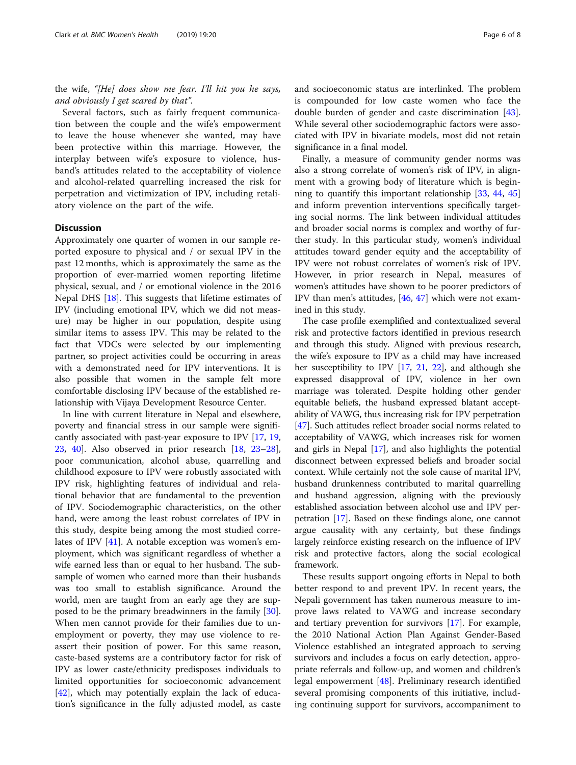the wife, *"[He] does show me fear. I'll hit you he says, and obviously I get scared by that"*.

Several factors, such as fairly frequent communication between the couple and the wife's empowerment to leave the house whenever she wanted, may have been protective within this marriage. However, the interplay between wife's exposure to violence, husband's attitudes related to the acceptability of violence and alcohol-related quarrelling increased the risk for perpetration and victimization of IPV, including retaliatory violence on the part of the wife.

## Discussion

Approximately one quarter of women in our sample reported exposure to physical and / or sexual IPV in the past 12 months, which is approximately the same as the proportion of ever-married women reporting lifetime physical, sexual, and / or emotional violence in the 2016 Nepal DHS [18]. This suggests that lifetime estimates of IPV (including emotional IPV, which we did not measure) may be higher in our population, despite using similar items to assess IPV. This may be related to the fact that VDCs were selected by our implementing partner, so project activities could be occurring in areas with a demonstrated need for IPV interventions. It is also possible that women in the sample felt more comfortable disclosing IPV because of the established relationship with Vijaya Development Resource Center.

In line with current literature in Nepal and elsewhere, poverty and financial stress in our sample were significantly associated with past-year exposure to IPV [17, 19, 23, 40]. Also observed in prior research [18, 23–28], poor communication, alcohol abuse, quarrelling and childhood exposure to IPV were robustly associated with IPV risk, highlighting features of individual and relational behavior that are fundamental to the prevention of IPV. Sociodemographic characteristics, on the other hand, were among the least robust correlates of IPV in this study, despite being among the most studied correlates of IPV [41]. A notable exception was women's employment, which was significant regardless of whether a wife earned less than or equal to her husband. The subsample of women who earned more than their husbands was too small to establish significance. Around the world, men are taught from an early age they are supposed to be the primary breadwinners in the family [30]. When men cannot provide for their families due to unemployment or poverty, they may use violence to reassert their position of power. For this same reason, caste-based systems are a contributory factor for risk of IPV as lower caste/ethnicity predisposes individuals to limited opportunities for socioeconomic advancement [42], which may potentially explain the lack of education's significance in the fully adjusted model, as caste and socioeconomic status are interlinked. The problem is compounded for low caste women who face the double burden of gender and caste discrimination [43]. While several other sociodemographic factors were associated with IPV in bivariate models, most did not retain significance in a final model.

Finally, a measure of community gender norms was also a strong correlate of women's risk of IPV, in alignment with a growing body of literature which is beginning to quantify this important relationship [33, 44, 45] and inform prevention interventions specifically targeting social norms. The link between individual attitudes and broader social norms is complex and worthy of further study. In this particular study, women's individual attitudes toward gender equity and the acceptability of IPV were not robust correlates of women's risk of IPV. However, in prior research in Nepal, measures of women's attitudes have shown to be poorer predictors of IPV than men's attitudes, [46, 47] which were not examined in this study.

The case profile exemplified and contextualized several risk and protective factors identified in previous research and through this study. Aligned with previous research, the wife's exposure to IPV as a child may have increased her susceptibility to IPV [17, 21, 22], and although she expressed disapproval of IPV, violence in her own marriage was tolerated. Despite holding other gender equitable beliefs, the husband expressed blatant acceptability of VAWG, thus increasing risk for IPV perpetration [47]. Such attitudes reflect broader social norms related to acceptability of VAWG, which increases risk for women and girls in Nepal [17], and also highlights the potential disconnect between expressed beliefs and broader social context. While certainly not the sole cause of marital IPV, husband drunkenness contributed to marital quarrelling and husband aggression, aligning with the previously established association between alcohol use and IPV perpetration [17]. Based on these findings alone, one cannot argue causality with any certainty, but these findings largely reinforce existing research on the influence of IPV risk and protective factors, along the social ecological framework.

These results support ongoing efforts in Nepal to both better respond to and prevent IPV. In recent years, the Nepali government has taken numerous measure to improve laws related to VAWG and increase secondary and tertiary prevention for survivors [17]. For example, the 2010 National Action Plan Against Gender-Based Violence established an integrated approach to serving survivors and includes a focus on early detection, appropriate referrals and follow-up, and women and children's legal empowerment [48]. Preliminary research identified several promising components of this initiative, including continuing support for survivors, accompaniment to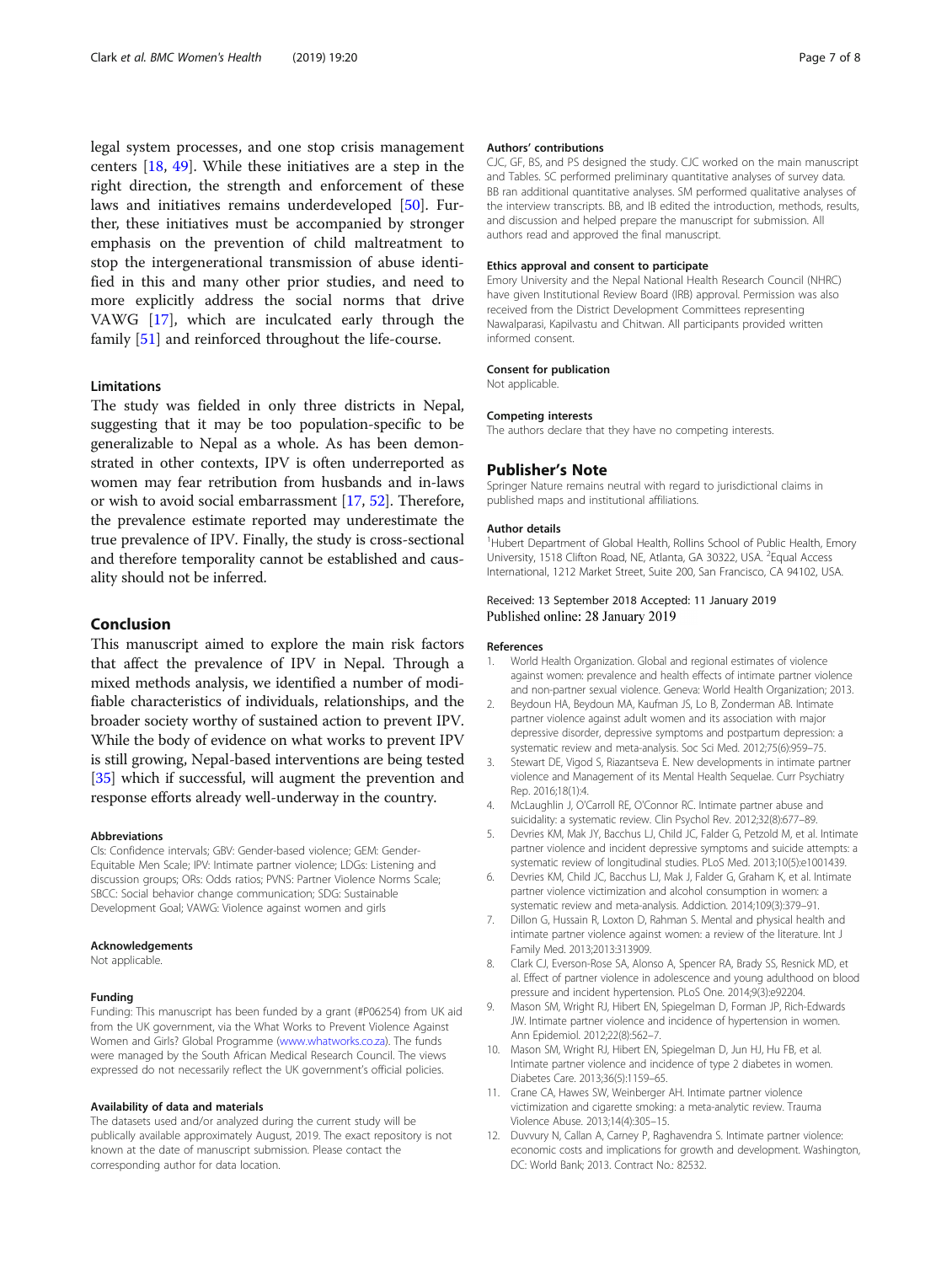legal system processes, and one stop crisis management centers [18, 49]. While these initiatives are a step in the right direction, the strength and enforcement of these laws and initiatives remains underdeveloped [50]. Further, these initiatives must be accompanied by stronger emphasis on the prevention of child maltreatment to stop the intergenerational transmission of abuse identified in this and many other prior studies, and need to more explicitly address the social norms that drive VAWG [17], which are inculcated early through the family [51] and reinforced throughout the life-course.

## Limitations

The study was fielded in only three districts in Nepal, suggesting that it may be too population-specific to be generalizable to Nepal as a whole. As has been demonstrated in other contexts, IPV is often underreported as women may fear retribution from husbands and in-laws or wish to avoid social embarrassment [17, 52]. Therefore, the prevalence estimate reported may underestimate the true prevalence of IPV. Finally, the study is cross-sectional and therefore temporality cannot be established and causality should not be inferred.

## Conclusion

This manuscript aimed to explore the main risk factors that affect the prevalence of IPV in Nepal. Through a mixed methods analysis, we identified a number of modifiable characteristics of individuals, relationships, and the broader society worthy of sustained action to prevent IPV. While the body of evidence on what works to prevent IPV is still growing, Nepal-based interventions are being tested [35] which if successful, will augment the prevention and response efforts already well-underway in the country.

#### Abbreviations

CIs: Confidence intervals; GBV: Gender-based violence; GEM: Gender-Equitable Men Scale; IPV: Intimate partner violence; LDGs: Listening and discussion groups; ORs: Odds ratios; PVNS: Partner Violence Norms Scale; SBCC: Social behavior change communication; SDG: Sustainable Development Goal; VAWG: Violence against women and girls

#### Acknowledgements

Not applicable.

#### Funding

Funding: This manuscript has been funded by a grant (#P06254) from UK aid from the UK government, via the What Works to Prevent Violence Against Women and Girls? Global Programme (www.whatworks.co.za). The funds were managed by the South African Medical Research Council. The views expressed do not necessarily reflect the UK government's official policies.

#### Availability of data and materials

The datasets used and/or analyzed during the current study will be publically available approximately August, 2019. The exact repository is not known at the date of manuscript submission. Please contact the corresponding author for data location.

#### Authors' contributions

CJC, GF, BS, and PS designed the study. CJC worked on the main manuscript and Tables. SC performed preliminary quantitative analyses of survey data. BB ran additional quantitative analyses. SM performed qualitative analyses of the interview transcripts. BB, and IB edited the introduction, methods, results, and discussion and helped prepare the manuscript for submission. All authors read and approved the final manuscript.

#### Ethics approval and consent to participate

Emory University and the Nepal National Health Research Council (NHRC) have given Institutional Review Board (IRB) approval. Permission was also received from the District Development Committees representing Nawalparasi, Kapilvastu and Chitwan. All participants provided written informed consent.

#### Consent for publication

Not applicable.

#### Competing interests

The authors declare that they have no competing interests.

## Publisher's Note

Springer Nature remains neutral with regard to jurisdictional claims in published maps and institutional affiliations.

#### Author details

[1]Hubert Department of Global Health, Rollins School of Public Health, Emory University, 1518 Clifton Road, NE, Atlanta, GA 30322, USA. [2]Equal Access International, 1212 Market Street, Suite 200, San Francisco, CA 94102, USA.

Received: 13 September 2018 Accepted: 11 January 2019
Published online: 28 January 2019

#### References

1. World Health Organization. Global and regional estimates of violence against women: prevalence and health effects of intimate partner violence and non-partner sexual violence. Geneva: World Health Organization; 2013.
2. Beydoun HA, Beydoun MA, Kaufman JS, Lo B, Zonderman AB. Intimate partner violence against adult women and its association with major depressive disorder, depressive symptoms and postpartum depression: a systematic review and meta-analysis. Soc Sci Med. 2012;75(6):959–75.
3. Stewart DE, Vigod S, Riazantseva E. New developments in intimate partner violence and Management of its Mental Health Sequelae. Curr Psychiatry Rep. 2016;18(1):4.
4. McLaughlin J, O'Carroll RE, O'Connor RC. Intimate partner abuse and suicidality: a systematic review. Clin Psychol Rev. 2012;32(8):677–89.
5. Devries KM, Mak JY, Bacchus LJ, Child JC, Falder G, Petzold M, et al. Intimate partner violence and incident depressive symptoms and suicide attempts: a systematic review of longitudinal studies. PLoS Med. 2013;10(5):e1001439.
6. Devries KM, Child JC, Bacchus LJ, Mak J, Falder G, Graham K, et al. Intimate partner violence victimization and alcohol consumption in women: a systematic review and meta-analysis. Addiction. 2014;109(3):379–91.
7. Dillon G, Hussain R, Loxton D, Rahman S. Mental and physical health and intimate partner violence against women: a review of the literature. Int J Family Med. 2013;2013:313909.
8. Clark CJ, Everson-Rose SA, Alonso A, Spencer RA, Brady SS, Resnick MD, et al. Effect of partner violence in adolescence and young adulthood on blood pressure and incident hypertension. PLoS One. 2014;9(3):e92204.
9. Mason SM, Wright RJ, Hibert EN, Spiegelman D, Forman JP, Rich-Edwards JW. Intimate partner violence and incidence of hypertension in women. Ann Epidemiol. 2012;22(8):562–7.
10. Mason SM, Wright RJ, Hibert EN, Spiegelman D, Jun HJ, Hu FB, et al. Intimate partner violence and incidence of type 2 diabetes in women. Diabetes Care. 2013;36(5):1159–65.
11. Crane CA, Hawes SW, Weinberger AH. Intimate partner violence victimization and cigarette smoking: a meta-analytic review. Trauma Violence Abuse. 2013;14(4):305–15.
12. Duvvury N, Callan A, Carney P, Raghavendra S. Intimate partner violence: economic costs and implications for growth and development. Washington, DC: World Bank; 2013. Contract No.: 82532.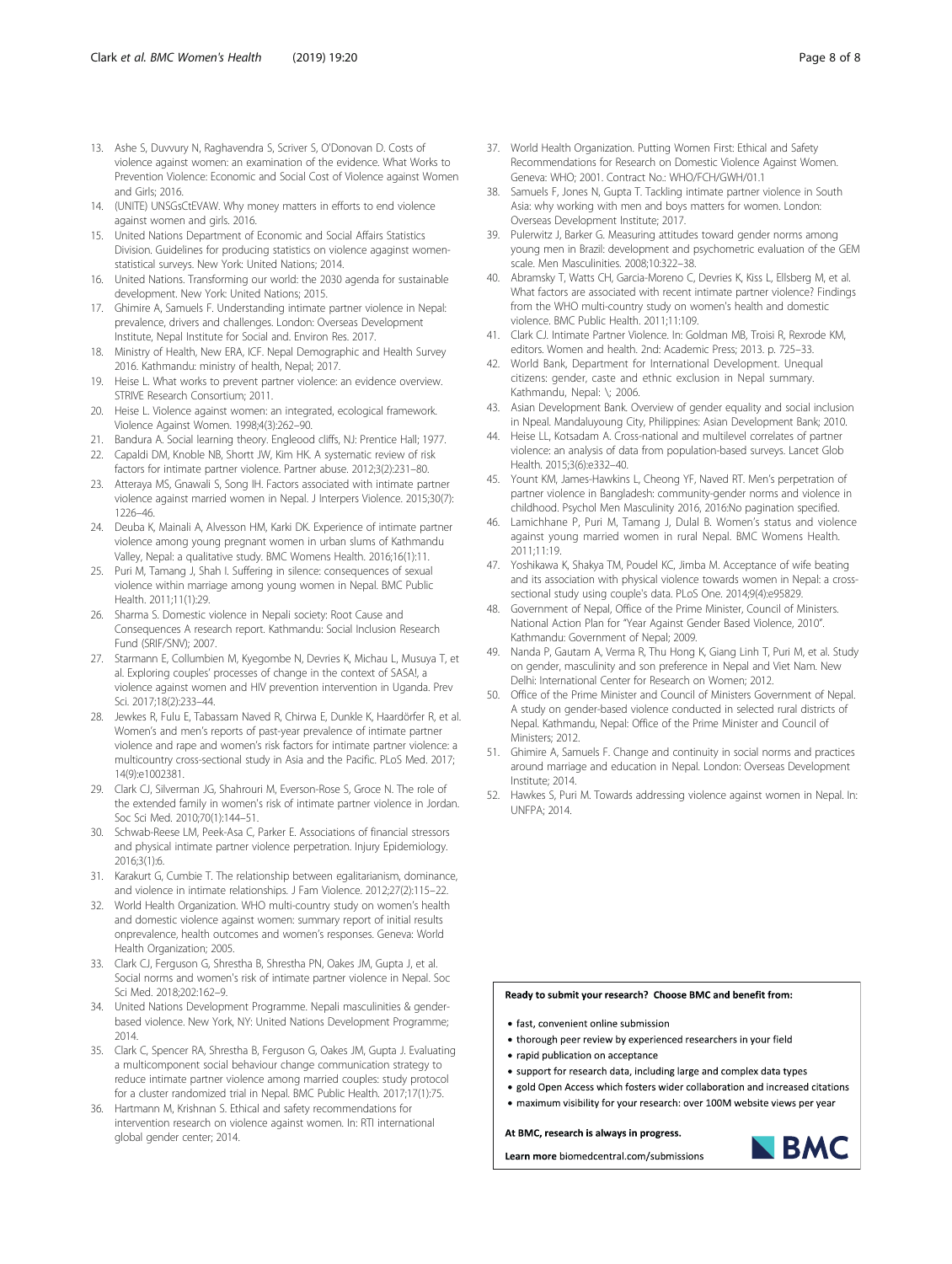13. Ashe S, Duvvury N, Raghavendra S, Scriver S, O'Donovan D. Costs of violence against women: an examination of the evidence. What Works to Prevention Violence: Economic and Social Cost of Violence against Women and Girls; 2016.
14. (UNITE) UNSGsCtEVAW. Why money matters in efforts to end violence against women and girls. 2016.
15. United Nations Department of Economic and Social Affairs Statistics Division. Guidelines for producing statistics on violence agagainst women-statistical surveys. New York: United Nations; 2014.
16. United Nations. Transforming our world: the 2030 agenda for sustainable development. New York: United Nations; 2015.
17. Ghimire A, Samuels F. Understanding intimate partner violence in Nepal: prevalence, drivers and challenges. London: Overseas Development Institute, Nepal Institute for Social and. Environ Res. 2017.
18. Ministry of Health, New ERA, ICF. Nepal Demographic and Health Survey 2016. Kathmandu: ministry of health, Nepal; 2017.
19. Heise L. What works to prevent partner violence: an evidence overview. STRIVE Research Consortium; 2011.
20. Heise L. Violence against women: an integrated, ecological framework. Violence Against Women. 1998;4(3):262–90.
21. Bandura A. Social learning theory. Engleood cliffs, NJ: Prentice Hall; 1977.
22. Capaldi DM, Knoble NB, Shortt JW, Kim HK. A systematic review of risk factors for intimate partner violence. Partner abuse. 2012;3(2):231–80.
23. Atteraya MS, Gnawali S, Song IH. Factors associated with intimate partner violence against married women in Nepal. J Interpers Violence. 2015;30(7): 1226–46.
24. Deuba K, Mainali A, Alvesson HM, Karki DK. Experience of intimate partner violence among young pregnant women in urban slums of Kathmandu Valley, Nepal: a qualitative study. BMC Womens Health. 2016;16(1):11.
25. Puri M, Tamang J, Shah I. Suffering in silence: consequences of sexual violence within marriage among young women in Nepal. BMC Public Health. 2011;11(1):29.
26. Sharma S. Domestic violence in Nepali society: Root Cause and Consequences A research report. Kathmandu: Social Inclusion Research Fund (SRIF/SNV); 2007.
27. Starmann E, Collumbien M, Kyegombe N, Devries K, Michau L, Musuya T, et al. Exploring couples' processes of change in the context of SASA!, a violence against women and HIV prevention intervention in Uganda. Prev Sci. 2017;18(2):233–44.
28. Jewkes R, Fulu E, Tabassam Naved R, Chirwa E, Dunkle K, Haardörfer R, et al. Women's and men's reports of past-year prevalence of intimate partner violence and rape and women's risk factors for intimate partner violence: a multicountry cross-sectional study in Asia and the Pacific. PLoS Med. 2017; 14(9):e1002381.
29. Clark CJ, Silverman JG, Shahrouri M, Everson-Rose S, Groce N. The role of the extended family in women's risk of intimate partner violence in Jordan. Soc Sci Med. 2010;70(1):144–51.
30. Schwab-Reese LM, Peek-Asa C, Parker E. Associations of financial stressors and physical intimate partner violence perpetration. Injury Epidemiology. 2016;3(1):6.
31. Karakurt G, Cumbie T. The relationship between egalitarianism, dominance, and violence in intimate relationships. J Fam Violence. 2012;27(2):115–22.
32. World Health Organization. WHO multi-country study on women's health and domestic violence against women: summary report of initial results onprevalence, health outcomes and women's responses. Geneva: World Health Organization; 2005.
33. Clark CJ, Ferguson G, Shrestha B, Shrestha PN, Oakes JM, Gupta J, et al. Social norms and women's risk of intimate partner violence in Nepal. Soc Sci Med. 2018;202:162–9.
34. United Nations Development Programme. Nepali masculinities & gender-based violence. New York, NY: United Nations Development Programme; 2014.
35. Clark C, Spencer RA, Shrestha B, Ferguson G, Oakes JM, Gupta J. Evaluating a multicomponent social behaviour change communication strategy to reduce intimate partner violence among married couples: study protocol for a cluster randomized trial in Nepal. BMC Public Health. 2017;17(1):75.
36. Hartmann M, Krishnan S. Ethical and safety recommendations for intervention research on violence against women. In: RTI international global gender center; 2014.
37. World Health Organization. Putting Women First: Ethical and Safety Recommendations for Research on Domestic Violence Against Women. Geneva: WHO; 2001. Contract No.: WHO/FCH/GWH/01.1
38. Samuels F, Jones N, Gupta T. Tackling intimate partner violence in South Asia: why working with men and boys matters for women. London: Overseas Development Institute; 2017.
39. Pulerwitz J, Barker G. Measuring attitudes toward gender norms among young men in Brazil: development and psychometric evaluation of the GEM scale. Men Masculinities. 2008;10:322–38.
40. Abramsky T, Watts CH, Garcia-Moreno C, Devries K, Kiss L, Ellsberg M, et al. What factors are associated with recent intimate partner violence? Findings from the WHO multi-country study on women's health and domestic violence. BMC Public Health. 2011;11:109.
41. Clark CJ. Intimate Partner Violence. In: Goldman MB, Troisi R, Rexrode KM, editors. Women and health. 2nd: Academic Press; 2013. p. 725–33.
42. World Bank, Department for International Development. Unequal citizens: gender, caste and ethnic exclusion in Nepal summary. Kathmandu, Nepal: \; 2006.
43. Asian Development Bank. Overview of gender equality and social inclusion in Npeal. Mandaluyoung City, Philippines: Asian Development Bank; 2010.
44. Heise LL, Kotsadam A. Cross-national and multilevel correlates of partner violence: an analysis of data from population-based surveys. Lancet Glob Health. 2015;3(6):e332–40.
45. Yount KM, James-Hawkins L, Cheong YF, Naved RT. Men's perpetration of partner violence in Bangladesh: community-gender norms and violence in childhood. Psychol Men Masculinity 2016, 2016:No pagination specified.
46. Lamichhane P, Puri M, Tamang J, Dulal B. Women's status and violence against young married women in rural Nepal. BMC Womens Health. 2011;11:19.
47. Yoshikawa K, Shakya TM, Poudel KC, Jimba M. Acceptance of wife beating and its association with physical violence towards women in Nepal: a cross-sectional study using couple's data. PLoS One. 2014;9(4):e95829.
48. Government of Nepal, Office of the Prime Minister, Council of Ministers. National Action Plan for "Year Against Gender Based Violence, 2010". Kathmandu: Government of Nepal; 2009.
49. Nanda P, Gautam A, Verma R, Thu Hong K, Giang Linh T, Puri M, et al. Study on gender, masculinity and son preference in Nepal and Viet Nam. New Delhi: International Center for Research on Women; 2012.
50. Office of the Prime Minister and Council of Ministers Government of Nepal. A study on gender-based violence conducted in selected rural districts of Nepal. Kathmandu, Nepal: Office of the Prime Minister and Council of Ministers; 2012.
51. Ghimire A, Samuels F. Change and continuity in social norms and practices around marriage and education in Nepal. London: Overseas Development Institute; 2014.
52. Hawkes S, Puri M. Towards addressing violence against women in Nepal. In: UNFPA; 2014.

**Ready to submit your research? Choose BMC and benefit from:**

- fast, convenient online submission
- thorough peer review by experienced researchers in your field
- rapid publication on acceptance
- support for research data, including large and complex data types
- gold Open Access which fosters wider collaboration and increased citations
- maximum visibility for your research: over 100M website views per year

**At BMC, research is always in progress.**

**Learn more** biomedcentral.com/submissions